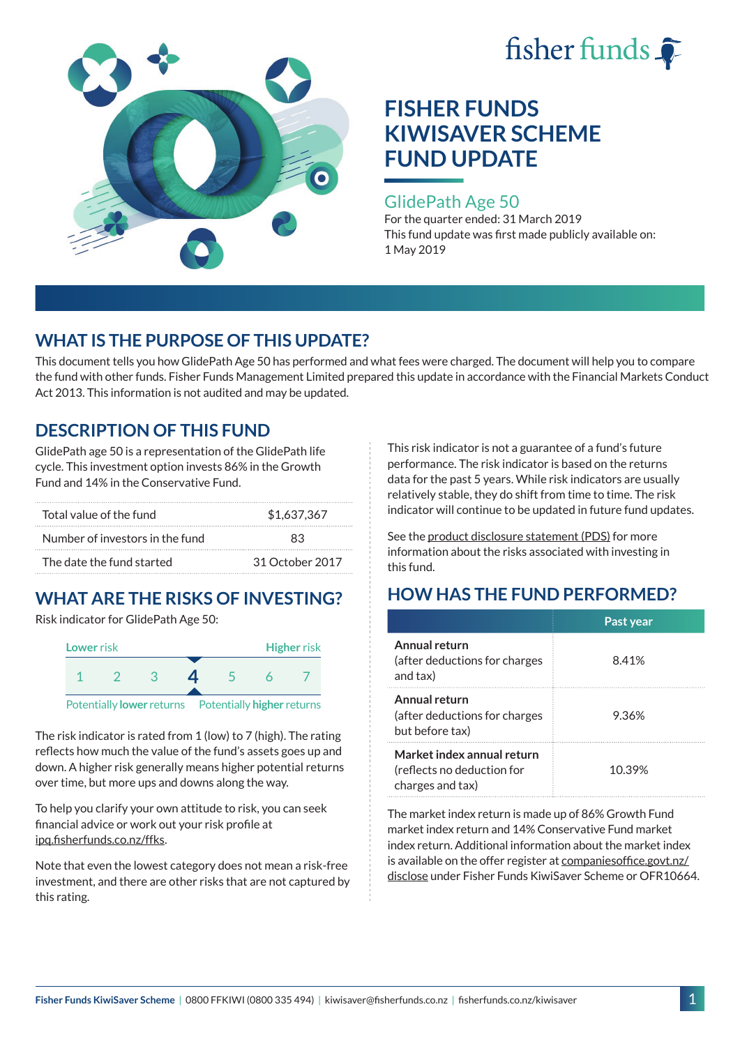fisher funds

# FISHER FUNDS KIWISAVER SCHEME FUND UPDATE

## GlidePath Age 50

For the quarter ended: 31 March 2019

This fund update was first made publicly available on: 1 May 2019

## WHAT IS THE PURPOSE OF THIS UPDATE?

This document tells you how GlidePath Age 50 has performed and what fees were charged. The document will help you to compare the fund with other funds. Fisher Funds Management Limited prepared this update in accordance with the Financial Markets Conduct Act 2013. This information is not audited and may be updated.

## DESCRIPTION OF THIS FUND

GlidePath age 50 is a representation of the GlidePath life cycle. This investment option invests 86% in the Growth Fund and 14% in the Conservative Fund.

| | |
|---|---|
| Total value of the fund | $1,637,367 |
| Number of investors in the fund | 83 |
| The date the fund started | 31 October 2017 |

## WHAT ARE THE RISKS OF INVESTING?

Risk indicator for GlidePath Age 50:

| Lower risk | | | | | | Higher risk |
|---|---|---|---|---|---|---|
| 1 | 2 | 3 | **4** | 5 | 6 | 7 |
| Potentially **lower** returns | | | | | | Potentially **higher** returns |

The risk indicator is rated from 1 (low) to 7 (high). The rating reflects how much the value of the fund's assets goes up and down. A higher risk generally means higher potential returns over time, but more ups and downs along the way.

To help you clarify your own attitude to risk, you can seek financial advice or work out your risk profile at ipq.fisherfunds.co.nz/ffks.

Note that even the lowest category does not mean a risk-free investment, and there are other risks that are not captured by this rating.

This risk indicator is not a guarantee of a fund's future performance. The risk indicator is based on the returns data for the past 5 years. While risk indicators are usually relatively stable, they do shift from time to time. The risk indicator will continue to be updated in future fund updates.

See the product disclosure statement (PDS) for more information about the risks associated with investing in this fund.

## HOW HAS THE FUND PERFORMED?

| | Past year |
|---|---|
| **Annual return** (after deductions for charges and tax) | 8.41% |
| **Annual return** (after deductions for charges but before tax) | 9.36% |
| **Market index annual return** (reflects no deduction for charges and tax) | 10.39% |

The market index return is made up of 86% Growth Fund market index return and 14% Conservative Fund market index return. Additional information about the market index is available on the offer register at companiesoffice.govt.nz/disclose under Fisher Funds KiwiSaver Scheme or OFR10664.

**Fisher Funds KiwiSaver Scheme** | 0800 FFKIWI (0800 335 494) | kiwisaver@fisherfunds.co.nz | fisherfunds.co.nz/kiwisaver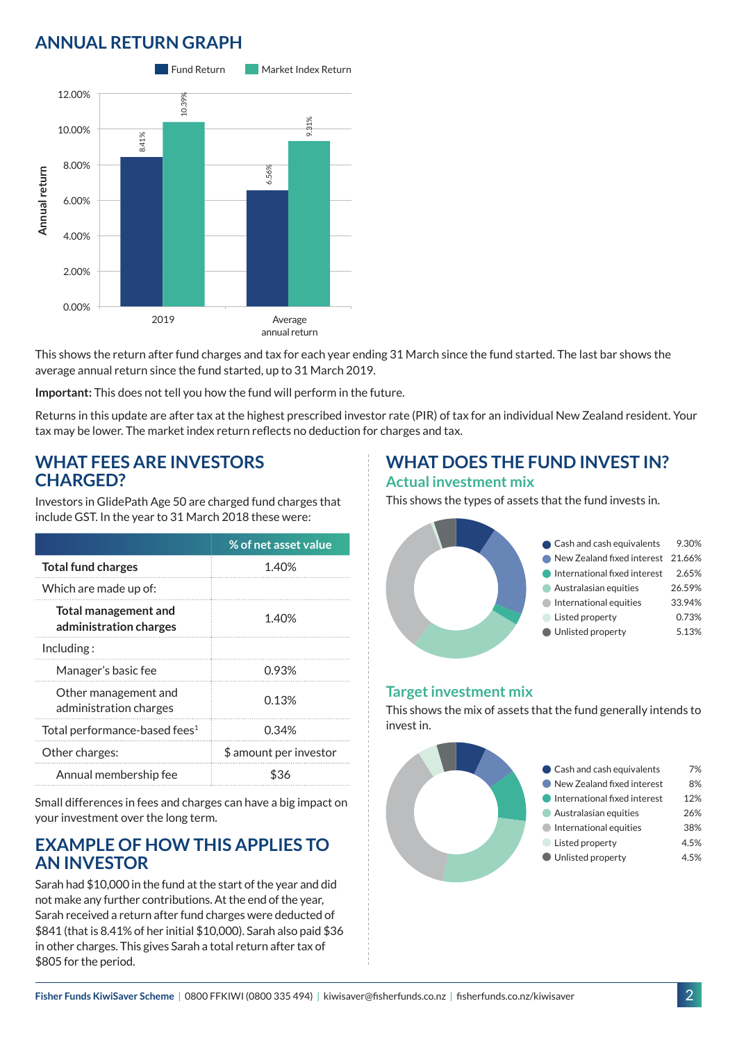## ANNUAL RETURN GRAPH

| | Fund Return | Market Index Return |
|---|---|---|
| 2019 | 8.41% | 10.39% |
| Average annual return | 6.56% | 9.31% |

This shows the return after fund charges and tax for each year ending 31 March since the fund started. The last bar shows the average annual return since the fund started, up to 31 March 2019.

**Important:** This does not tell you how the fund will perform in the future.

Returns in this update are after tax at the highest prescribed investor rate (PIR) of tax for an individual New Zealand resident. Your tax may be lower. The market index return reflects no deduction for charges and tax.

## WHAT FEES ARE INVESTORS CHARGED?

Investors in GlidePath Age 50 are charged fund charges that include GST. In the year to 31 March 2018 these were:

| | % of net asset value |
|---|---|
| **Total fund charges** | 1.40% |
| Which are made up of: | |
| **Total management and administration charges** | 1.40% |
| Including : | |
| Manager's basic fee | 0.93% |
| Other management and administration charges | 0.13% |
| Total performance-based fees[1] | 0.34% |
| Other charges: | $ amount per investor |
| Annual membership fee | $36 |

Small differences in fees and charges can have a big impact on your investment over the long term.

## EXAMPLE OF HOW THIS APPLIES TO AN INVESTOR

Sarah had $10,000 in the fund at the start of the year and did not make any further contributions. At the end of the year, Sarah received a return after fund charges were deducted of $841 (that is 8.41% of her initial $10,000). Sarah also paid $36 in other charges. This gives Sarah a total return after tax of $805 for the period.

## WHAT DOES THE FUND INVEST IN?

### Actual investment mix

This shows the types of assets that the fund invests in.

| Asset | % |
|---|---|
| Cash and cash equivalents | 9.30% |
| New Zealand fixed interest | 21.66% |
| International fixed interest | 2.65% |
| Australasian equities | 26.59% |
| International equities | 33.94% |
| Listed property | 0.73% |
| Unlisted property | 5.13% |

### Target investment mix

This shows the mix of assets that the fund generally intends to invest in.

| Asset | % |
|---|---|
| Cash and cash equivalents | 7% |
| New Zealand fixed interest | 8% |
| International fixed interest | 12% |
| Australasian equities | 26% |
| International equities | 38% |
| Listed property | 4.5% |
| Unlisted property | 4.5% |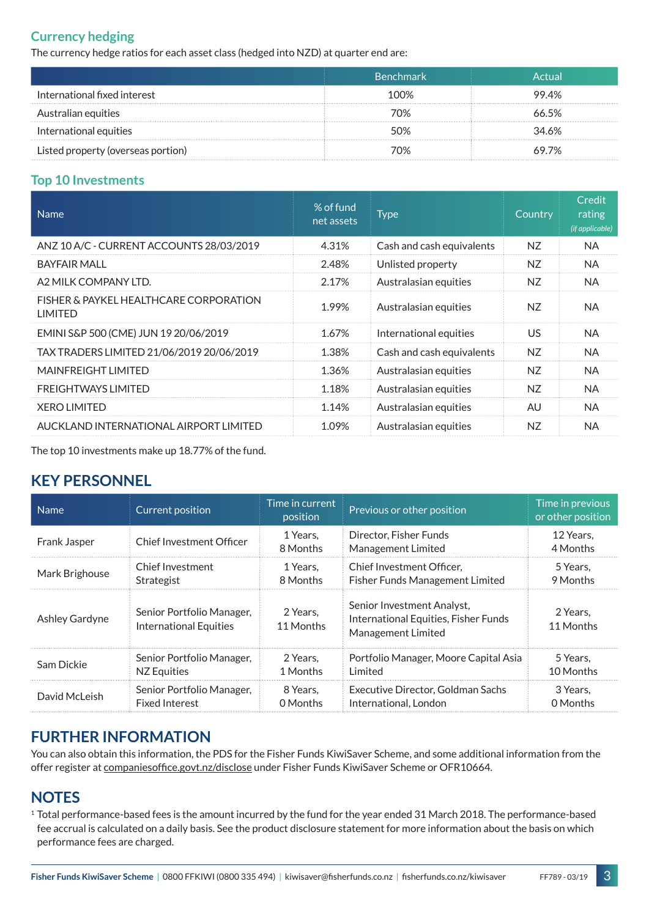## Currency hedging

The currency hedge ratios for each asset class (hedged into NZD) at quarter end are:

| | Benchmark | Actual |
|---|---|---|
| International fixed interest | 100% | 99.4% |
| Australian equities | 70% | 66.5% |
| International equities | 50% | 34.6% |
| Listed property (overseas portion) | 70% | 69.7% |

## Top 10 Investments

| Name | % of fund net assets | Type | Country | Credit rating *(if applicable)* |
|---|---|---|---|---|
| ANZ 10 A/C - CURRENT ACCOUNTS 28/03/2019 | 4.31% | Cash and cash equivalents | NZ | NA |
| BAYFAIR MALL | 2.48% | Unlisted property | NZ | NA |
| A2 MILK COMPANY LTD. | 2.17% | Australasian equities | NZ | NA |
| FISHER & PAYKEL HEALTHCARE CORPORATION LIMITED | 1.99% | Australasian equities | NZ | NA |
| EMINI S&P 500 (CME) JUN 19 20/06/2019 | 1.67% | International equities | US | NA |
| TAX TRADERS LIMITED 21/06/2019 20/06/2019 | 1.38% | Cash and cash equivalents | NZ | NA |
| MAINFREIGHT LIMITED | 1.36% | Australasian equities | NZ | NA |
| FREIGHTWAYS LIMITED | 1.18% | Australasian equities | NZ | NA |
| XERO LIMITED | 1.14% | Australasian equities | AU | NA |
| AUCKLAND INTERNATIONAL AIRPORT LIMITED | 1.09% | Australasian equities | NZ | NA |

The top 10 investments make up 18.77% of the fund.

# KEY PERSONNEL

| Name | Current position | Time in current position | Previous or other position | Time in previous or other position |
|---|---|---|---|---|
| Frank Jasper | Chief Investment Officer | 1 Years, 8 Months | Director, Fisher Funds Management Limited | 12 Years, 4 Months |
| Mark Brighouse | Chief Investment Strategist | 1 Years, 8 Months | Chief Investment Officer, Fisher Funds Management Limited | 5 Years, 9 Months |
| Ashley Gardyne | Senior Portfolio Manager, International Equities | 2 Years, 11 Months | Senior Investment Analyst, International Equities, Fisher Funds Management Limited | 2 Years, 11 Months |
| Sam Dickie | Senior Portfolio Manager, NZ Equities | 2 Years, 1 Months | Portfolio Manager, Moore Capital Asia Limited | 5 Years, 10 Months |
| David McLeish | Senior Portfolio Manager, Fixed Interest | 8 Years, 0 Months | Executive Director, Goldman Sachs International, London | 3 Years, 0 Months |

# FURTHER INFORMATION

You can also obtain this information, the PDS for the Fisher Funds KiwiSaver Scheme, and some additional information from the offer register at companiesoffice.govt.nz/disclose under Fisher Funds KiwiSaver Scheme or OFR10664.

# NOTES

[1] Total performance-based fees is the amount incurred by the fund for the year ended 31 March 2018. The performance-based fee accrual is calculated on a daily basis. See the product disclosure statement for more information about the basis on which performance fees are charged.